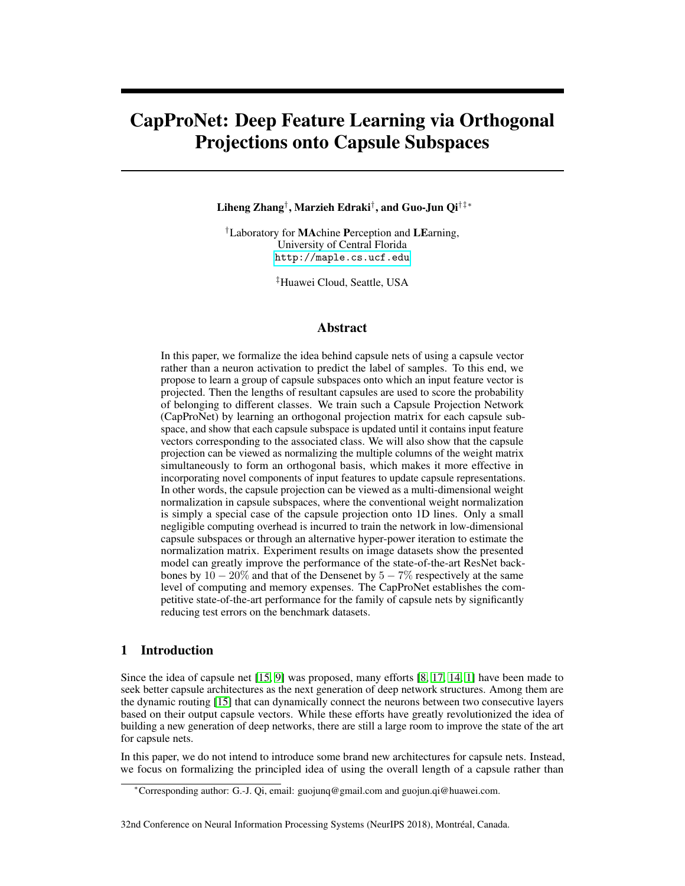# CapProNet: Deep Feature Learning via Orthogonal Projections onto Capsule Subspaces

**Liheng Zhang[†], Marzieh Edraki[†], and Guo-Jun Qi[†‡*]**

[†]Laboratory for **MA**chine **P**erception and **LE**arning,
University of Central Florida
http://maple.cs.ucf.edu

[‡]Huawei Cloud, Seattle, USA

## Abstract

In this paper, we formalize the idea behind capsule nets of using a capsule vector rather than a neuron activation to predict the label of samples. To this end, we propose to learn a group of capsule subspaces onto which an input feature vector is projected. Then the lengths of resultant capsules are used to score the probability of belonging to different classes. We train such a Capsule Projection Network (CapProNet) by learning an orthogonal projection matrix for each capsule subspace, and show that each capsule subspace is updated until it contains input feature vectors corresponding to the associated class. We will also show that the capsule projection can be viewed as normalizing the multiple columns of the weight matrix simultaneously to form an orthogonal basis, which makes it more effective in incorporating novel components of input features to update capsule representations. In other words, the capsule projection can be viewed as a multi-dimensional weight normalization in capsule subspaces, where the conventional weight normalization is simply a special case of the capsule projection onto 1D lines. Only a small negligible computing overhead is incurred to train the network in low-dimensional capsule subspaces or through an alternative hyper-power iteration to estimate the normalization matrix. Experiment results on image datasets show the presented model can greatly improve the performance of the state-of-the-art ResNet backbones by $10-20\%$ and that of the Densenet by $5-7\%$ respectively at the same level of computing and memory expenses. The CapProNet establishes the competitive state-of-the-art performance for the family of capsule nets by significantly reducing test errors on the benchmark datasets.

## 1 Introduction

Since the idea of capsule net [15, 9] was proposed, many efforts [8, 17, 14, 1] have been made to seek better capsule architectures as the next generation of deep network structures. Among them are the dynamic routing [15] that can dynamically connect the neurons between two consecutive layers based on their output capsule vectors. While these efforts have greatly revolutionized the idea of building a new generation of deep networks, there are still a large room to improve the state of the art for capsule nets.

In this paper, we do not intend to introduce some brand new architectures for capsule nets. Instead, we focus on formalizing the principled idea of using the overall length of a capsule rather than

---

*Corresponding author: G.-J. Qi, email: guojunq@gmail.com and guojun.qi@huawei.com.

32nd Conference on Neural Information Processing Systems (NeurIPS 2018), Montréal, Canada.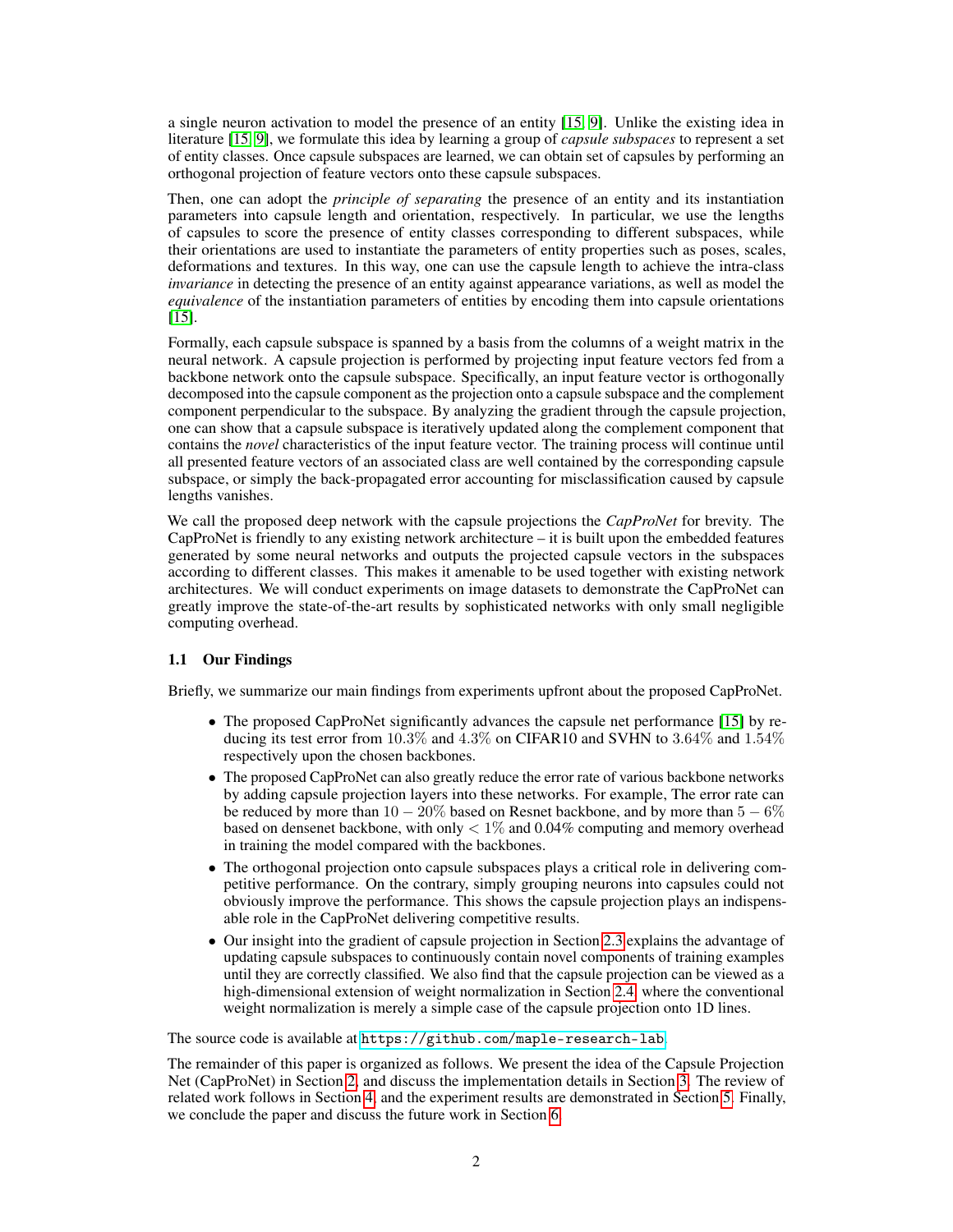a single neuron activation to model the presence of an entity [15, 9]. Unlike the existing idea in literature [15, 9], we formulate this idea by learning a group of *capsule subspaces* to represent a set of entity classes. Once capsule subspaces are learned, we can obtain set of capsules by performing an orthogonal projection of feature vectors onto these capsule subspaces.

Then, one can adopt the *principle of separating* the presence of an entity and its instantiation parameters into capsule length and orientation, respectively. In particular, we use the lengths of capsules to score the presence of entity classes corresponding to different subspaces, while their orientations are used to instantiate the parameters of entity properties such as poses, scales, deformations and textures. In this way, one can use the capsule length to achieve the intra-class *invariance* in detecting the presence of an entity against appearance variations, as well as model the *equivalence* of the instantiation parameters of entities by encoding them into capsule orientations [15].

Formally, each capsule subspace is spanned by a basis from the columns of a weight matrix in the neural network. A capsule projection is performed by projecting input feature vectors fed from a backbone network onto the capsule subspace. Specifically, an input feature vector is orthogonally decomposed into the capsule component as the projection onto a capsule subspace and the complement component perpendicular to the subspace. By analyzing the gradient through the capsule projection, one can show that a capsule subspace is iteratively updated along the complement component that contains the *novel* characteristics of the input feature vector. The training process will continue until all presented feature vectors of an associated class are well contained by the corresponding capsule subspace, or simply the back-propagated error accounting for misclassification caused by capsule lengths vanishes.

We call the proposed deep network with the capsule projections the *CapProNet* for brevity. The CapProNet is friendly to any existing network architecture – it is built upon the embedded features generated by some neural networks and outputs the projected capsule vectors in the subspaces according to different classes. This makes it amenable to be used together with existing network architectures. We will conduct experiments on image datasets to demonstrate the CapProNet can greatly improve the state-of-the-art results by sophisticated networks with only small negligible computing overhead.

### 1.1 Our Findings

Briefly, we summarize our main findings from experiments upfront about the proposed CapProNet.

- The proposed CapProNet significantly advances the capsule net performance [15] by reducing its test error from $10.3\%$ and $4.3\%$ on CIFAR10 and SVHN to $3.64\%$ and $1.54\%$ respectively upon the chosen backbones.
- The proposed CapProNet can also greatly reduce the error rate of various backbone networks by adding capsule projection layers into these networks. For example, The error rate can be reduced by more than $10-20\%$ based on Resnet backbone, and by more than $5-6\%$ based on densenet backbone, with only $<1\%$ and 0.04% computing and memory overhead in training the model compared with the backbones.
- The orthogonal projection onto capsule subspaces plays a critical role in delivering competitive performance. On the contrary, simply grouping neurons into capsules could not obviously improve the performance. This shows the capsule projection plays an indispensable role in the CapProNet delivering competitive results.
- Our insight into the gradient of capsule projection in Section 2.3 explains the advantage of updating capsule subspaces to continuously contain novel components of training examples until they are correctly classified. We also find that the capsule projection can be viewed as a high-dimensional extension of weight normalization in Section 2.4, where the conventional weight normalization is merely a simple case of the capsule projection onto 1D lines.

The source code is available at `https://github.com/maple-research-lab`.

The remainder of this paper is organized as follows. We present the idea of the Capsule Projection Net (CapProNet) in Section 2, and discuss the implementation details in Section 3. The review of related work follows in Section 4, and the experiment results are demonstrated in Section 5. Finally, we conclude the paper and discuss the future work in Section 6.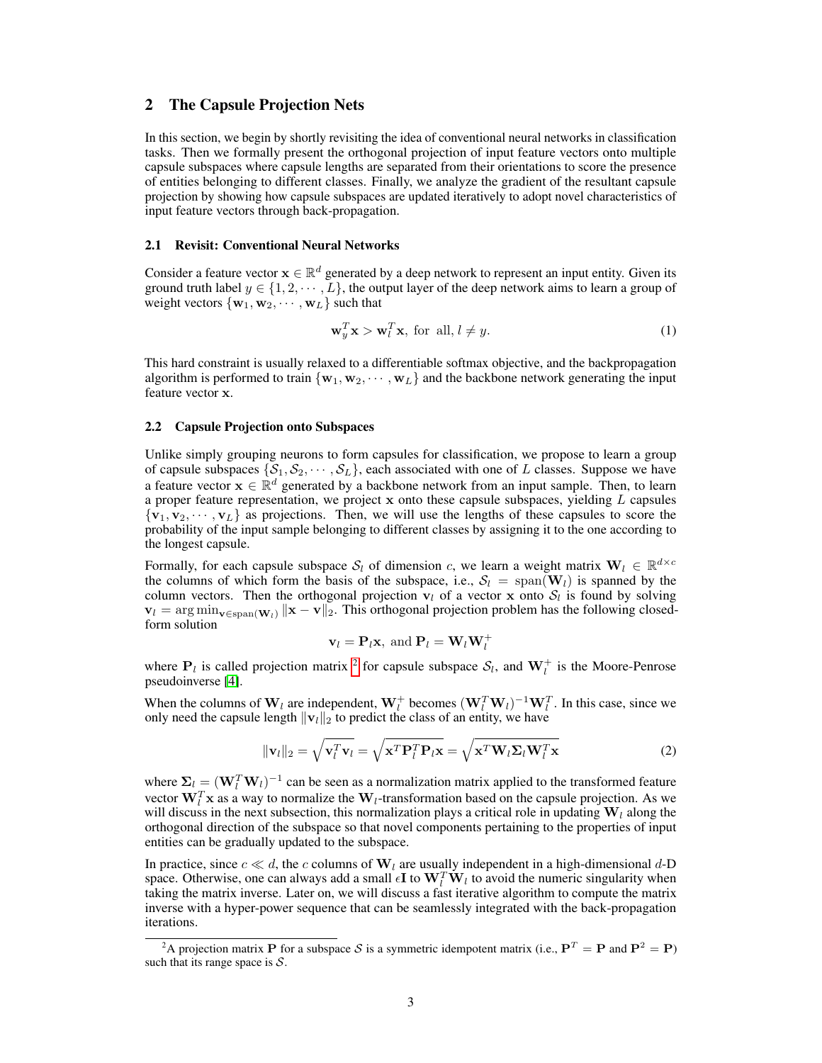## 2 The Capsule Projection Nets

In this section, we begin by shortly revisiting the idea of conventional neural networks in classification tasks. Then we formally present the orthogonal projection of input feature vectors onto multiple capsule subspaces where capsule lengths are separated from their orientations to score the presence of entities belonging to different classes. Finally, we analyze the gradient of the resultant capsule projection by showing how capsule subspaces are updated iteratively to adopt novel characteristics of input feature vectors through back-propagation.

### 2.1 Revisit: Conventional Neural Networks

Consider a feature vector $\mathbf{x} \in \mathbb{R}^d$ generated by a deep network to represent an input entity. Given its ground truth label $y \in \{1, 2, \cdots, L\}$, the output layer of the deep network aims to learn a group of weight vectors $\{\mathbf{w}_1, \mathbf{w}_2, \cdots, \mathbf{w}_L\}$ such that

$$\mathbf{w}_y^T \mathbf{x} > \mathbf{w}_l^T \mathbf{x}, \text{ for all}, l \neq y. \tag{1}$$

This hard constraint is usually relaxed to a differentiable softmax objective, and the backpropagation algorithm is performed to train $\{\mathbf{w}_1, \mathbf{w}_2, \cdots, \mathbf{w}_L\}$ and the backbone network generating the input feature vector $\mathbf{x}$.

### 2.2 Capsule Projection onto Subspaces

Unlike simply grouping neurons to form capsules for classification, we propose to learn a group of capsule subspaces $\{\mathcal{S}_1, \mathcal{S}_2, \cdots, \mathcal{S}_L\}$, each associated with one of $L$ classes. Suppose we have a feature vector $\mathbf{x} \in \mathbb{R}^d$ generated by a backbone network from an input sample. Then, to learn a proper feature representation, we project $\mathbf{x}$ onto these capsule subspaces, yielding $L$ capsules $\{\mathbf{v}_1, \mathbf{v}_2, \cdots, \mathbf{v}_L\}$ as projections. Then, we will use the lengths of these capsules to score the probability of the input sample belonging to different classes by assigning it to the one according to the longest capsule.

Formally, for each capsule subspace $\mathcal{S}_l$ of dimension $c$, we learn a weight matrix $\mathbf{W}_l \in \mathbb{R}^{d \times c}$ the columns of which form the basis of the subspace, i.e., $\mathcal{S}_l = \text{span}(\mathbf{W}_l)$ is spanned by the column vectors. Then the orthogonal projection $\mathbf{v}_l$ of a vector $\mathbf{x}$ onto $\mathcal{S}_l$ is found by solving $\mathbf{v}_l = \arg\min_{\mathbf{v} \in \text{span}(\mathbf{W}_l)} \|\mathbf{x} - \mathbf{v}\|_2$. This orthogonal projection problem has the following closed-form solution

$$\mathbf{v}_l = \mathbf{P}_l \mathbf{x}, \text{ and } \mathbf{P}_l = \mathbf{W}_l \mathbf{W}_l^+$$

where $\mathbf{P}_l$ is called projection matrix [2] for capsule subspace $\mathcal{S}_l$, and $\mathbf{W}_l^+$ is the Moore-Penrose pseudoinverse [4].

When the columns of $\mathbf{W}_l$ are independent, $\mathbf{W}_l^+$ becomes $(\mathbf{W}_l^T \mathbf{W}_l)^{-1} \mathbf{W}_l^T$. In this case, since we only need the capsule length $\|\mathbf{v}_l\|_2$ to predict the class of an entity, we have

$$\|\mathbf{v}_l\|_2 = \sqrt{\mathbf{v}_l^T \mathbf{v}_l} = \sqrt{\mathbf{x}^T \mathbf{P}_l^T \mathbf{P}_l \mathbf{x}} = \sqrt{\mathbf{x}^T \mathbf{W}_l \mathbf{\Sigma}_l \mathbf{W}_l^T \mathbf{x}} \tag{2}$$

where $\mathbf{\Sigma}_l = (\mathbf{W}_l^T \mathbf{W}_l)^{-1}$ can be seen as a normalization matrix applied to the transformed feature vector $\mathbf{W}_l^T \mathbf{x}$ as a way to normalize the $\mathbf{W}_l$-transformation based on the capsule projection. As we will discuss in the next subsection, this normalization plays a critical role in updating $\mathbf{W}_l$ along the orthogonal direction of the subspace so that novel components pertaining to the properties of input entities can be gradually updated to the subspace.

In practice, since $c \ll d$, the $c$ columns of $\mathbf{W}_l$ are usually independent in a high-dimensional $d$-D space. Otherwise, one can always add a small $\epsilon \mathbf{I}$ to $\mathbf{W}_l^T \mathbf{W}_l$ to avoid the numeric singularity when taking the matrix inverse. Later on, we will discuss a fast iterative algorithm to compute the matrix inverse with a hyper-power sequence that can be seamlessly integrated with the back-propagation iterations.

[2] A projection matrix $\mathbf{P}$ for a subspace $\mathcal{S}$ is a symmetric idempotent matrix (i.e., $\mathbf{P}^T = \mathbf{P}$ and $\mathbf{P}^2 = \mathbf{P}$) such that its range space is $\mathcal{S}$.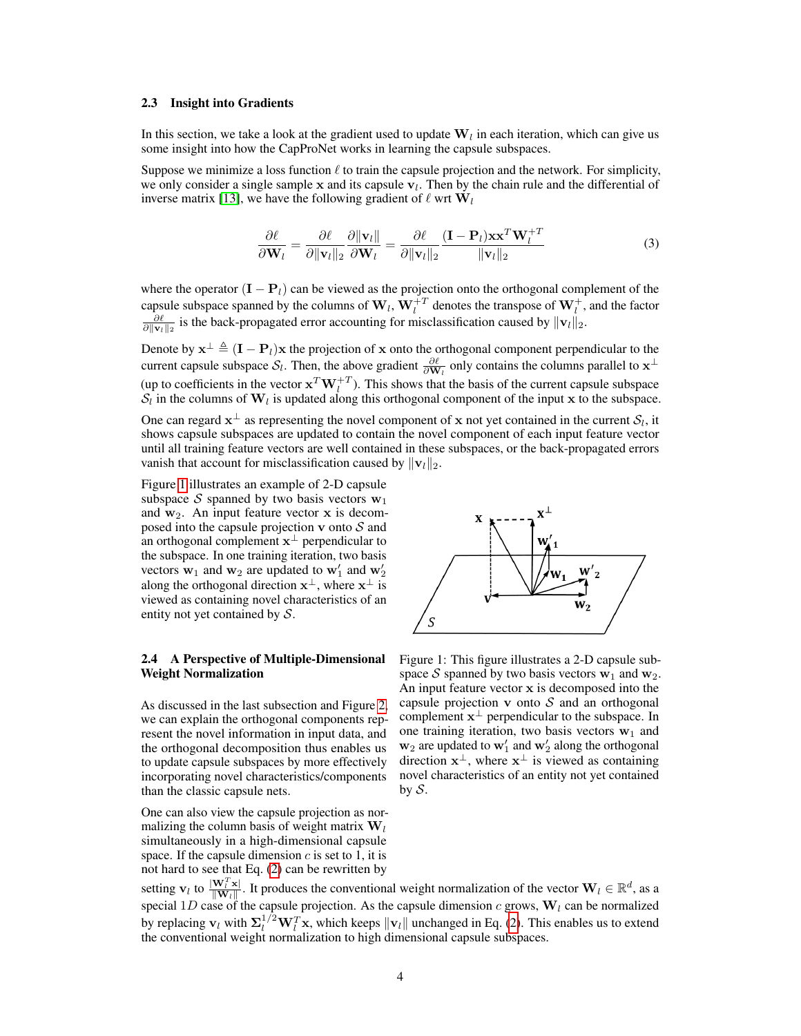### 2.3 Insight into Gradients

In this section, we take a look at the gradient used to update $\mathbf{W}_l$ in each iteration, which can give us some insight into how the CapProNet works in learning the capsule subspaces.

Suppose we minimize a loss function $\ell$ to train the capsule projection and the network. For simplicity, we only consider a single sample $\mathbf{x}$ and its capsule $\mathbf{v}_l$. Then by the chain rule and the differential of inverse matrix [13], we have the following gradient of $\ell$ wrt $\mathbf{W}_l$

$$\frac{\partial \ell}{\partial \mathbf{W}_l} = \frac{\partial \ell}{\partial \|\mathbf{v}_l\|_2} \frac{\partial \|\mathbf{v}_l\|}{\partial \mathbf{W}_l} = \frac{\partial \ell}{\partial \|\mathbf{v}_l\|_2} \frac{(\mathbf{I} - \mathbf{P}_l)\mathbf{x}\mathbf{x}^T \mathbf{W}_l^{+T}}{\|\mathbf{v}_l\|_2} \tag{3}$$

where the operator $(\mathbf{I} - \mathbf{P}_l)$ can be viewed as the projection onto the orthogonal complement of the capsule subspace spanned by the columns of $\mathbf{W}_l$, $\mathbf{W}_l^{+T}$ denotes the transpose of $\mathbf{W}_l^{+}$, and the factor $\frac{\partial \ell}{\partial \|\mathbf{v}_l\|_2}$ is the back-propagated error accounting for misclassification caused by $\|\mathbf{v}_l\|_2$.

Denote by $\mathbf{x}^{\perp} \triangleq (\mathbf{I} - \mathbf{P}_l)\mathbf{x}$ the projection of $\mathbf{x}$ onto the orthogonal component perpendicular to the current capsule subspace $\mathcal{S}_l$. Then, the above gradient $\frac{\partial \ell}{\partial \mathbf{W}_l}$ only contains the columns parallel to $\mathbf{x}^{\perp}$ (up to coefficients in the vector $\mathbf{x}^T \mathbf{W}_l^{+T}$). This shows that the basis of the current capsule subspace $\mathcal{S}_l$ in the columns of $\mathbf{W}_l$ is updated along this orthogonal component of the input $\mathbf{x}$ to the subspace.

One can regard $\mathbf{x}^{\perp}$ as representing the novel component of $\mathbf{x}$ not yet contained in the current $\mathcal{S}_l$, it shows capsule subspaces are updated to contain the novel component of each input feature vector until all training feature vectors are well contained in these subspaces, or the back-propagated errors vanish that account for misclassification caused by $\|\mathbf{v}_l\|_2$.

Figure 1 illustrates an example of 2-D capsule subspace $\mathcal{S}$ spanned by two basis vectors $\mathbf{w}_1$ and $\mathbf{w}_2$. An input feature vector $\mathbf{x}$ is decomposed into the capsule projection $\mathbf{v}$ onto $\mathcal{S}$ and an orthogonal complement $\mathbf{x}^{\perp}$ perpendicular to the subspace. In one training iteration, two basis vectors $\mathbf{w}_1$ and $\mathbf{w}_2$ are updated to $\mathbf{w}_1'$ and $\mathbf{w}_2'$ along the orthogonal direction $\mathbf{x}^{\perp}$, where $\mathbf{x}^{\perp}$ is viewed as containing novel characteristics of an entity not yet contained by $\mathcal{S}$.

Figure 1: This figure illustrates a 2-D capsule subspace $\mathcal{S}$ spanned by two basis vectors $\mathbf{w}_1$ and $\mathbf{w}_2$. An input feature vector $\mathbf{x}$ is decomposed into the capsule projection $\mathbf{v}$ onto $\mathcal{S}$ and an orthogonal complement $\mathbf{x}^{\perp}$ perpendicular to the subspace. In one training iteration, two basis vectors $\mathbf{w}_1$ and $\mathbf{w}_2$ are updated to $\mathbf{w}_1'$ and $\mathbf{w}_2'$ along the orthogonal direction $\mathbf{x}^{\perp}$, where $\mathbf{x}^{\perp}$ is viewed as containing novel characteristics of an entity not yet contained by $\mathcal{S}$.

### 2.4 A Perspective of Multiple-Dimensional Weight Normalization

As discussed in the last subsection and Figure 2, we can explain the orthogonal components represent the novel information in input data, and the orthogonal decomposition thus enables us to update capsule subspaces by more effectively incorporating novel characteristics/components than the classic capsule nets.

One can also view the capsule projection as normalizing the column basis of weight matrix $\mathbf{W}_l$ simultaneously in a high-dimensional capsule space. If the capsule dimension $c$ is set to 1, it is not hard to see that Eq. (2) can be rewritten by setting $\mathbf{v}_l$ to $\frac{|\mathbf{W}_l^T \mathbf{x}|}{\|\mathbf{W}_l\|}$. It produces the conventional weight normalization of the vector $\mathbf{W}_l \in \mathbb{R}^d$, as a special $1D$ case of the capsule projection. As the capsule dimension $c$ grows, $\mathbf{W}_l$ can be normalized by replacing $\mathbf{v}_l$ with $\mathbf{\Sigma}_l^{1/2} \mathbf{W}_l^T \mathbf{x}$, which keeps $\|\mathbf{v}_l\|$ unchanged in Eq. (2). This enables us to extend the conventional weight normalization to high dimensional capsule subspaces.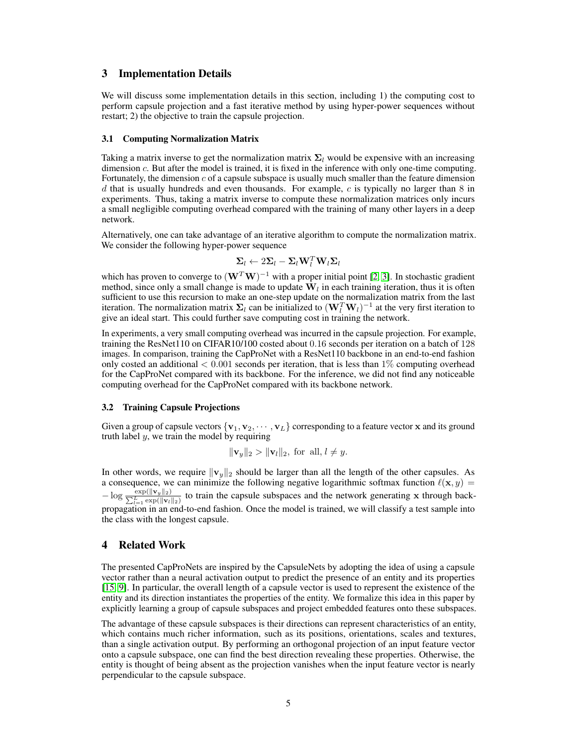## 3 Implementation Details

We will discuss some implementation details in this section, including 1) the computing cost to perform capsule projection and a fast iterative method by using hyper-power sequences without restart; 2) the objective to train the capsule projection.

### 3.1 Computing Normalization Matrix

Taking a matrix inverse to get the normalization matrix $\mathbf{\Sigma}_l$ would be expensive with an increasing dimension $c$. But after the model is trained, it is fixed in the inference with only one-time computing. Fortunately, the dimension $c$ of a capsule subspace is usually much smaller than the feature dimension $d$ that is usually hundreds and even thousands. For example, $c$ is typically no larger than 8 in experiments. Thus, taking a matrix inverse to compute these normalization matrices only incurs a small negligible computing overhead compared with the training of many other layers in a deep network.

Alternatively, one can take advantage of an iterative algorithm to compute the normalization matrix. We consider the following hyper-power sequence

$$\mathbf{\Sigma}_l \leftarrow 2\mathbf{\Sigma}_l - \mathbf{\Sigma}_l \mathbf{W}_l^T \mathbf{W}_l \mathbf{\Sigma}_l$$

which has proven to converge to $(\mathbf{W}^T\mathbf{W})^{-1}$ with a proper initial point [2, 3]. In stochastic gradient method, since only a small change is made to update $\mathbf{W}_l$ in each training iteration, thus it is often sufficient to use this recursion to make an one-step update on the normalization matrix from the last iteration. The normalization matrix $\mathbf{\Sigma}_l$ can be initialized to $(\mathbf{W}_l^T\mathbf{W}_l)^{-1}$ at the very first iteration to give an ideal start. This could further save computing cost in training the network.

In experiments, a very small computing overhead was incurred in the capsule projection. For example, training the ResNet110 on CIFAR10/100 costed about 0.16 seconds per iteration on a batch of 128 images. In comparison, training the CapProNet with a ResNet110 backbone in an end-to-end fashion only costed an additional $< 0.001$ seconds per iteration, that is less than $1\%$ computing overhead for the CapProNet compared with its backbone. For the inference, we did not find any noticeable computing overhead for the CapProNet compared with its backbone network.

### 3.2 Training Capsule Projections

Given a group of capsule vectors $\{\mathbf{v}_1, \mathbf{v}_2, \cdots, \mathbf{v}_L\}$ corresponding to a feature vector $\mathbf{x}$ and its ground truth label $y$, we train the model by requiring

$$\|\mathbf{v}_y\|_2 > \|\mathbf{v}_l\|_2, \text{ for all}, l \neq y.$$

In other words, we require $\|\mathbf{v}_y\|_2$ should be larger than all the length of the other capsules. As a consequence, we can minimize the following negative logarithmic softmax function $\ell(\mathbf{x}, y) = -\log \frac{\exp(\|\mathbf{v}_y\|_2)}{\sum_{l=1}^{L}\exp(\|\mathbf{v}_l\|_2)}$ to train the capsule subspaces and the network generating $\mathbf{x}$ through back-propagation in an end-to-end fashion. Once the model is trained, we will classify a test sample into the class with the longest capsule.

## 4 Related Work

The presented CapProNets are inspired by the CapsuleNets by adopting the idea of using a capsule vector rather than a neural activation output to predict the presence of an entity and its properties [15, 9]. In particular, the overall length of a capsule vector is used to represent the existence of the entity and its direction instantiates the properties of the entity. We formalize this idea in this paper by explicitly learning a group of capsule subspaces and project embedded features onto these subspaces.

The advantage of these capsule subspaces is their directions can represent characteristics of an entity, which contains much richer information, such as its positions, orientations, scales and textures, than a single activation output. By performing an orthogonal projection of an input feature vector onto a capsule subspace, one can find the best direction revealing these properties. Otherwise, the entity is thought of being absent as the projection vanishes when the input feature vector is nearly perpendicular to the capsule subspace.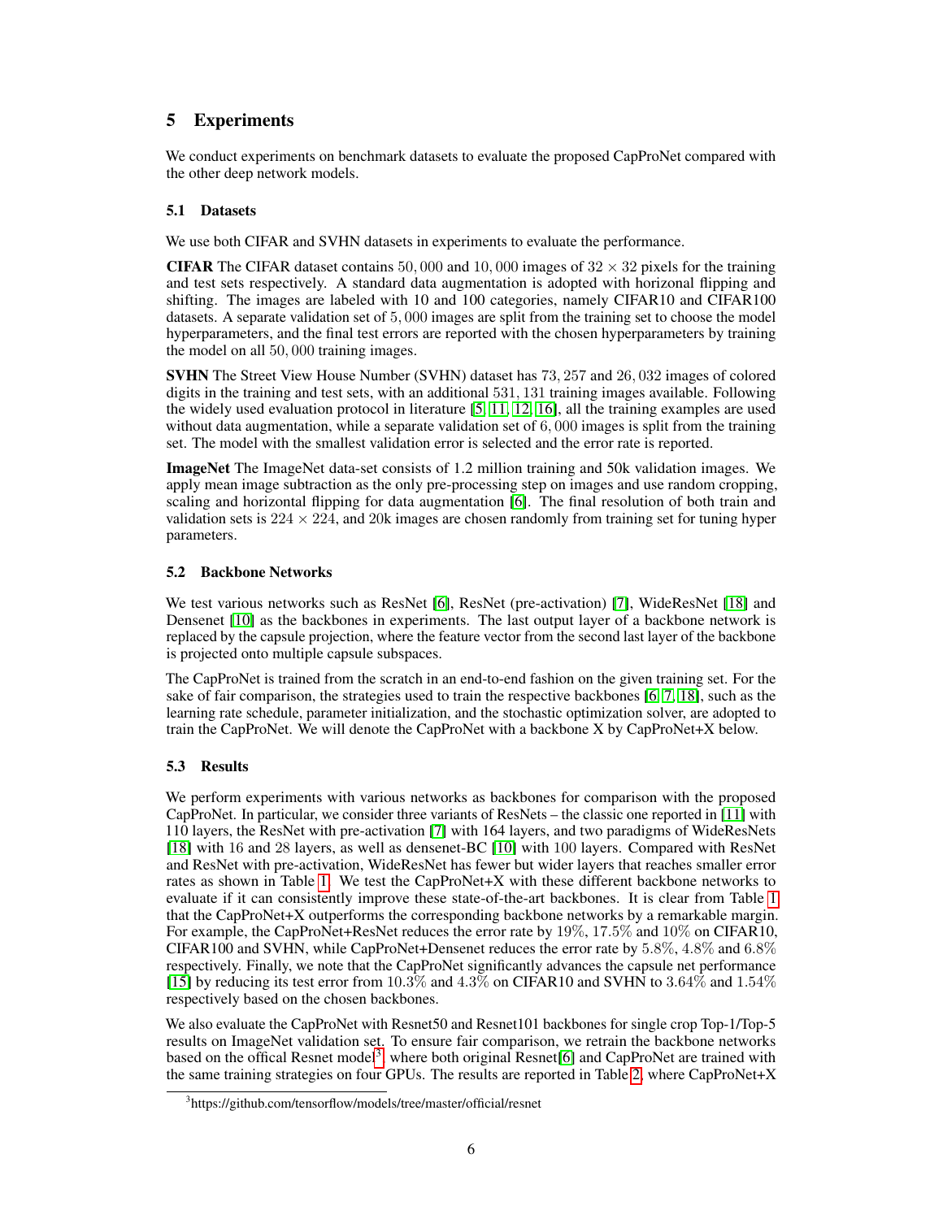## 5 Experiments

We conduct experiments on benchmark datasets to evaluate the proposed CapProNet compared with the other deep network models.

### 5.1 Datasets

We use both CIFAR and SVHN datasets in experiments to evaluate the performance.

**CIFAR** The CIFAR dataset contains $50,000$ and $10,000$ images of $32 \times 32$ pixels for the training and test sets respectively. A standard data augmentation is adopted with horizonal flipping and shifting. The images are labeled with 10 and 100 categories, namely CIFAR10 and CIFAR100 datasets. A separate validation set of $5,000$ images are split from the training set to choose the model hyperparameters, and the final test errors are reported with the chosen hyperparameters by training the model on all $50,000$ training images.

**SVHN** The Street View House Number (SVHN) dataset has $73,257$ and $26,032$ images of colored digits in the training and test sets, with an additional $531,131$ training images available. Following the widely used evaluation protocol in literature [5, 11, 12, 16], all the training examples are used without data augmentation, while a separate validation set of $6,000$ images is split from the training set. The model with the smallest validation error is selected and the error rate is reported.

**ImageNet** The ImageNet data-set consists of 1.2 million training and 50k validation images. We apply mean image subtraction as the only pre-processing step on images and use random cropping, scaling and horizontal flipping for data augmentation [6]. The final resolution of both train and validation sets is $224 \times 224$, and 20k images are chosen randomly from training set for tuning hyper parameters.

### 5.2 Backbone Networks

We test various networks such as ResNet [6], ResNet (pre-activation) [7], WideResNet [18] and Densenet [10] as the backbones in experiments. The last output layer of a backbone network is replaced by the capsule projection, where the feature vector from the second last layer of the backbone is projected onto multiple capsule subspaces.

The CapProNet is trained from the scratch in an end-to-end fashion on the given training set. For the sake of fair comparison, the strategies used to train the respective backbones [6, 7, 18], such as the learning rate schedule, parameter initialization, and the stochastic optimization solver, are adopted to train the CapProNet. We will denote the CapProNet with a backbone X by CapProNet+X below.

### 5.3 Results

We perform experiments with various networks as backbones for comparison with the proposed CapProNet. In particular, we consider three variants of ResNets – the classic one reported in [11] with 110 layers, the ResNet with pre-activation [7] with 164 layers, and two paradigms of WideResNets [18] with 16 and 28 layers, as well as densenet-BC [10] with 100 layers. Compared with ResNet and ResNet with pre-activation, WideResNet has fewer but wider layers that reaches smaller error rates as shown in Table 1. We test the CapProNet+X with these different backbone networks to evaluate if it can consistently improve these state-of-the-art backbones. It is clear from Table 1 that the CapProNet+X outperforms the corresponding backbone networks by a remarkable margin. For example, the CapProNet+ResNet reduces the error rate by $19\%$, $17.5\%$ and $10\%$ on CIFAR10, CIFAR100 and SVHN, while CapProNet+Densenet reduces the error rate by $5.8\%$, $4.8\%$ and $6.8\%$ respectively. Finally, we note that the CapProNet significantly advances the capsule net performance [15] by reducing its test error from $10.3\%$ and $4.3\%$ on CIFAR10 and SVHN to $3.64\%$ and $1.54\%$ respectively based on the chosen backbones.

We also evaluate the CapProNet with Resnet50 and Resnet101 backbones for single crop Top-1/Top-5 results on ImageNet validation set. To ensure fair comparison, we retrain the backbone networks based on the offical Resnet model[3] where both original Resnet[6] and CapProNet are trained with the same training strategies on four GPUs. The results are reported in Table 2, where CapProNet+X

[3] https://github.com/tensorflow/models/tree/master/official/resnet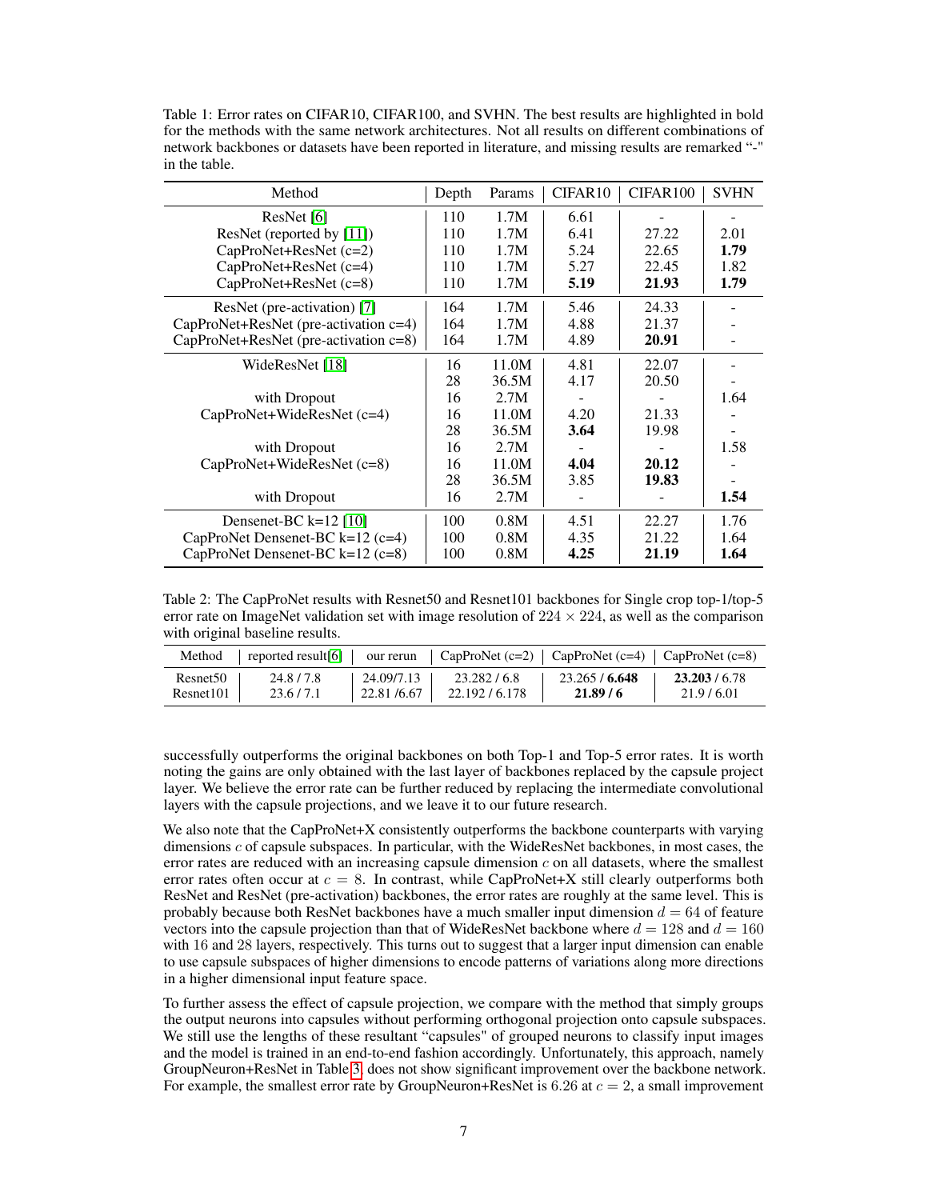Table 1: Error rates on CIFAR10, CIFAR100, and SVHN. The best results are highlighted in bold for the methods with the same network architectures. Not all results on different combinations of network backbones or datasets have been reported in literature, and missing results are remarked "-" in the table.

| Method | Depth | Params | CIFAR10 | CIFAR100 | SVHN |
|---|---|---|---|---|---|
| ResNet [6] | 110 | 1.7M | 6.61 | - | - |
| ResNet (reported by [11]) | 110 | 1.7M | 6.41 | 27.22 | 2.01 |
| CapProNet+ResNet (c=2) | 110 | 1.7M | 5.24 | 22.65 | **1.79** |
| CapProNet+ResNet (c=4) | 110 | 1.7M | 5.27 | 22.45 | 1.82 |
| CapProNet+ResNet (c=8) | 110 | 1.7M | **5.19** | **21.93** | **1.79** |
| ResNet (pre-activation) [7] | 164 | 1.7M | 5.46 | 24.33 | - |
| CapProNet+ResNet (pre-activation c=4) | 164 | 1.7M | 4.88 | 21.37 | - |
| CapProNet+ResNet (pre-activation c=8) | 164 | 1.7M | 4.89 | **20.91** | - |
| WideResNet [18] | 16 | 11.0M | 4.81 | 22.07 | - |
| | 28 | 36.5M | 4.17 | 20.50 | - |
| with Dropout | 16 | 2.7M | - | - | 1.64 |
| CapProNet+WideResNet (c=4) | 16 | 11.0M | 4.20 | 21.33 | - |
| | 28 | 36.5M | **3.64** | 19.98 | - |
| with Dropout | 16 | 2.7M | - | - | 1.58 |
| CapProNet+WideResNet (c=8) | 16 | 11.0M | **4.04** | **20.12** | - |
| | 28 | 36.5M | 3.85 | **19.83** | - |
| with Dropout | 16 | 2.7M | - | - | **1.54** |
| Densenet-BC k=12 [10] | 100 | 0.8M | 4.51 | 22.27 | 1.76 |
| CapProNet Densenet-BC k=12 (c=4) | 100 | 0.8M | 4.35 | 21.22 | 1.64 |
| CapProNet Densenet-BC k=12 (c=8) | 100 | 0.8M | **4.25** | **21.19** | **1.64** |

Table 2: The CapProNet results with Resnet50 and Resnet101 backbones for Single crop top-1/top-5 error rate on ImageNet validation set with image resolution of $224 \times 224$, as well as the comparison with original baseline results.

| Method | reported result[6] | our rerun | CapProNet (c=2) | CapProNet (c=4) | CapProNet (c=8) |
|---|---|---|---|---|---|
| Resnet50 | 24.8 / 7.8 | 24.09/7.13 | 23.282 / 6.8 | 23.265 / **6.648** | **23.203** / 6.78 |
| Resnet101 | 23.6 / 7.1 | 22.81 /6.67 | 22.192 / 6.178 | **21.89 / 6** | 21.9 / 6.01 |

successfully outperforms the original backbones on both Top-1 and Top-5 error rates. It is worth noting the gains are only obtained with the last layer of backbones replaced by the capsule project layer. We believe the error rate can be further reduced by replacing the intermediate convolutional layers with the capsule projections, and we leave it to our future research.

We also note that the CapProNet+X consistently outperforms the backbone counterparts with varying dimensions $c$ of capsule subspaces. In particular, with the WideResNet backbones, in most cases, the error rates are reduced with an increasing capsule dimension $c$ on all datasets, where the smallest error rates often occur at $c = 8$. In contrast, while CapProNet+X still clearly outperforms both ResNet and ResNet (pre-activation) backbones, the error rates are roughly at the same level. This is probably because both ResNet backbones have a much smaller input dimension $d = 64$ of feature vectors into the capsule projection than that of WideResNet backbone where $d = 128$ and $d = 160$ with 16 and 28 layers, respectively. This turns out to suggest that a larger input dimension can enable to use capsule subspaces of higher dimensions to encode patterns of variations along more directions in a higher dimensional input feature space.

To further assess the effect of capsule projection, we compare with the method that simply groups the output neurons into capsules without performing orthogonal projection onto capsule subspaces. We still use the lengths of these resultant "capsules" of grouped neurons to classify input images and the model is trained in an end-to-end fashion accordingly. Unfortunately, this approach, namely GroupNeuron+ResNet in Table 3, does not show significant improvement over the backbone network. For example, the smallest error rate by GroupNeuron+ResNet is 6.26 at $c = 2$, a small improvement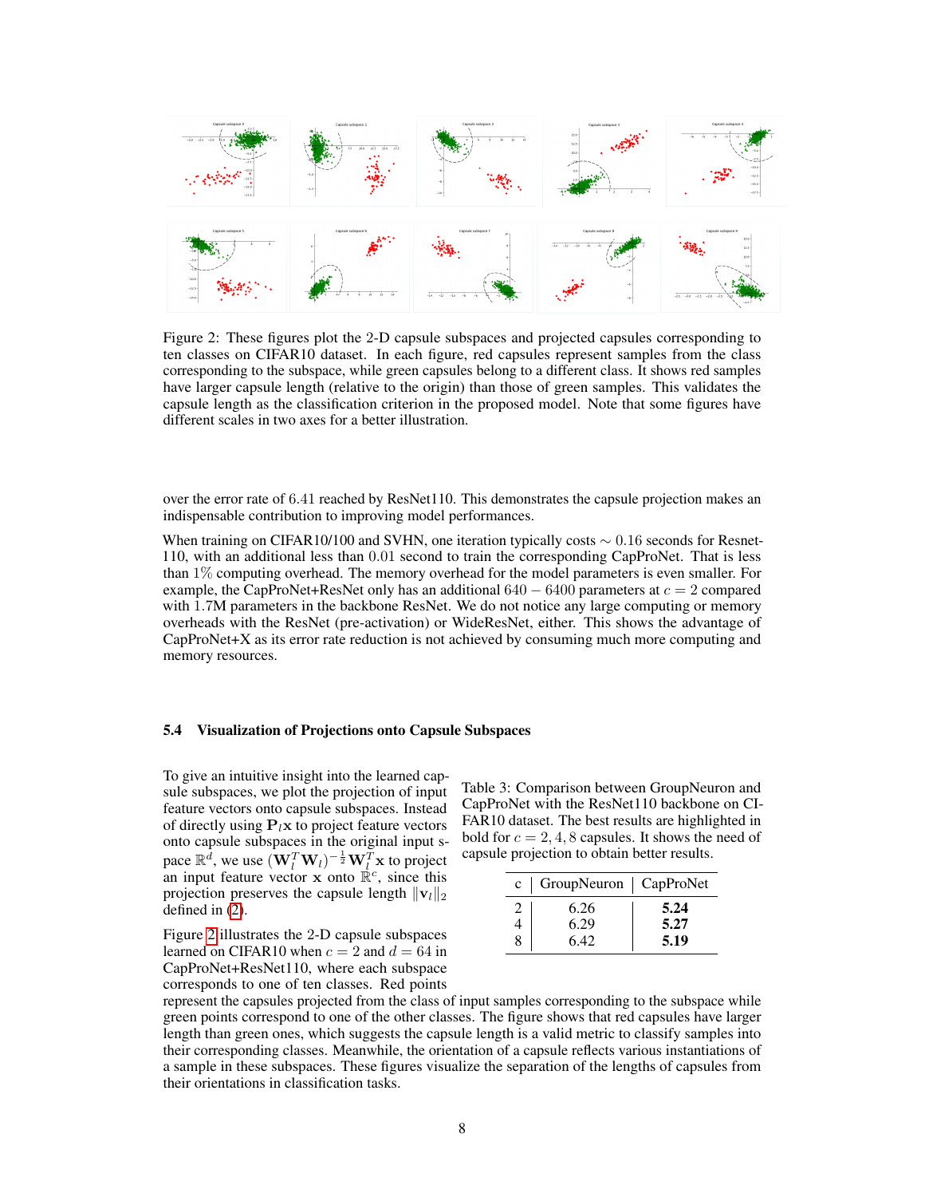Figure 2: These figures plot the 2-D capsule subspaces and projected capsules corresponding to ten classes on CIFAR10 dataset. In each figure, red capsules represent samples from the class corresponding to the subspace, while green capsules belong to a different class. It shows red samples have larger capsule length (relative to the origin) than those of green samples. This validates the capsule length as the classification criterion in the proposed model. Note that some figures have different scales in two axes for a better illustration.

over the error rate of 6.41 reached by ResNet110. This demonstrates the capsule projection makes an indispensable contribution to improving model performances.

When training on CIFAR10/100 and SVHN, one iteration typically costs $\sim 0.16$ seconds for Resnet-110, with an additional less than 0.01 second to train the corresponding CapProNet. That is less than 1% computing overhead. The memory overhead for the model parameters is even smaller. For example, the CapProNet+ResNet only has an additional $640 - 6400$ parameters at $c = 2$ compared with 1.7M parameters in the backbone ResNet. We do not notice any large computing or memory overheads with the ResNet (pre-activation) or WideResNet, either. This shows the advantage of CapProNet+X as its error rate reduction is not achieved by consuming much more computing and memory resources.

### 5.4 Visualization of Projections onto Capsule Subspaces

To give an intuitive insight into the learned capsule subspaces, we plot the projection of input feature vectors onto capsule subspaces. Instead of directly using $\mathbf{P}_l\mathbf{x}$ to project feature vectors onto capsule subspaces in the original input space $\mathbb{R}^d$, we use $(\mathbf{W}_l^T\mathbf{W}_l)^{-\frac{1}{2}}\mathbf{W}_l^T\mathbf{x}$ to project an input feature vector $\mathbf{x}$ onto $\mathbb{R}^c$, since this projection preserves the capsule length $\|\mathbf{v}_l\|_2$ defined in (2).

Table 3: Comparison between GroupNeuron and CapProNet with the ResNet110 backbone on CIFAR10 dataset. The best results are highlighted in bold for $c = 2, 4, 8$ capsules. It shows the need of capsule projection to obtain better results.

| c | GroupNeuron | CapProNet |
|---|---|---|
| 2 | 6.26 | **5.24** |
| 4 | 6.29 | **5.27** |
| 8 | 6.42 | **5.19** |

Figure 2 illustrates the 2-D capsule subspaces learned on CIFAR10 when $c = 2$ and $d = 64$ in CapProNet+ResNet110, where each subspace corresponds to one of ten classes. Red points represent the capsules projected from the class of input samples corresponding to the subspace while green points correspond to one of the other classes. The figure shows that red capsules have larger length than green ones, which suggests the capsule length is a valid metric to classify samples into their corresponding classes. Meanwhile, the orientation of a capsule reflects various instantiations of a sample in these subspaces. These figures visualize the separation of the lengths of capsules from their orientations in classification tasks.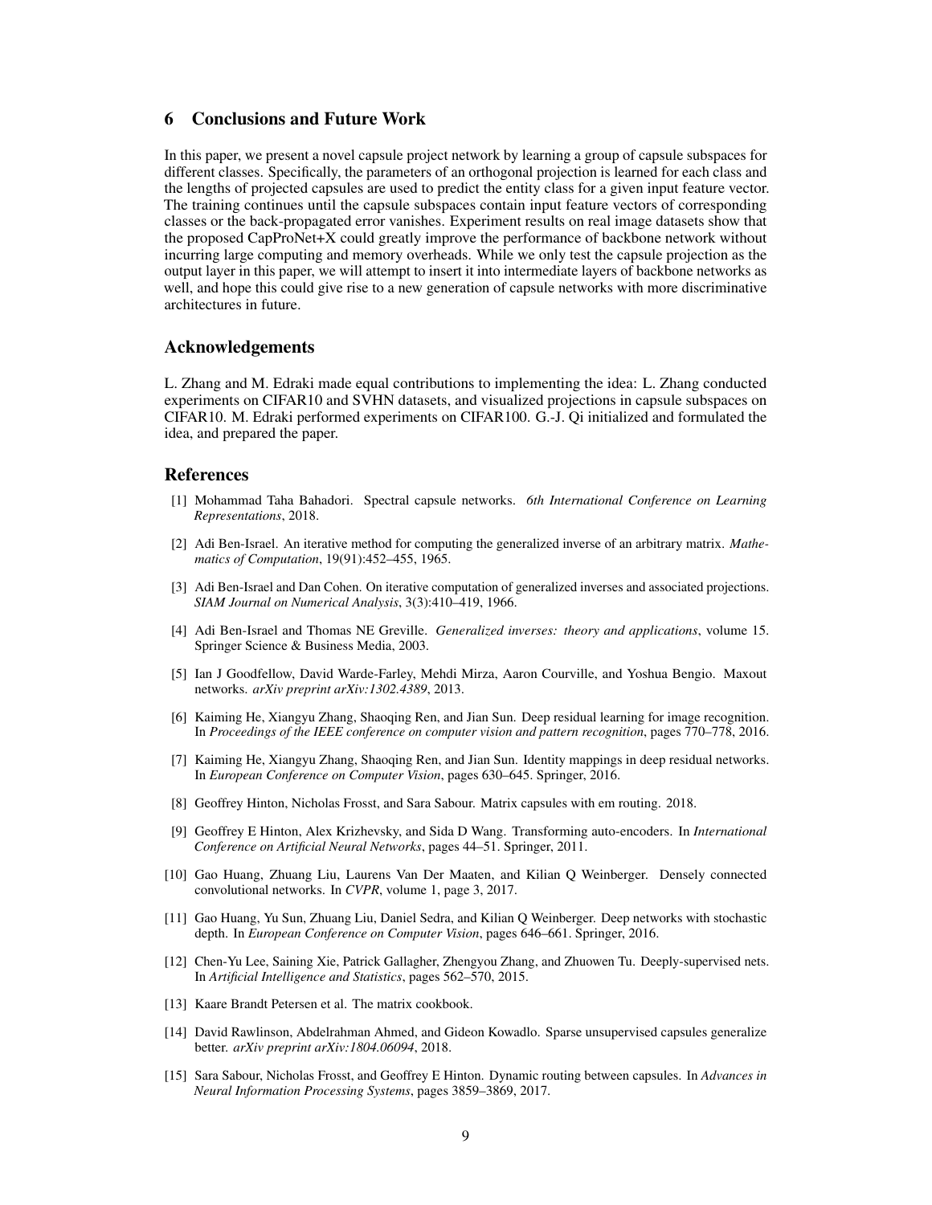## 6 Conclusions and Future Work

In this paper, we present a novel capsule project network by learning a group of capsule subspaces for different classes. Specifically, the parameters of an orthogonal projection is learned for each class and the lengths of projected capsules are used to predict the entity class for a given input feature vector. The training continues until the capsule subspaces contain input feature vectors of corresponding classes or the back-propagated error vanishes. Experiment results on real image datasets show that the proposed CapProNet+X could greatly improve the performance of backbone network without incurring large computing and memory overheads. While we only test the capsule projection as the output layer in this paper, we will attempt to insert it into intermediate layers of backbone networks as well, and hope this could give rise to a new generation of capsule networks with more discriminative architectures in future.

## Acknowledgements

L. Zhang and M. Edraki made equal contributions to implementing the idea: L. Zhang conducted experiments on CIFAR10 and SVHN datasets, and visualized projections in capsule subspaces on CIFAR10. M. Edraki performed experiments on CIFAR100. G.-J. Qi initialized and formulated the idea, and prepared the paper.

## References

[1] Mohammad Taha Bahadori. Spectral capsule networks. *6th International Conference on Learning Representations*, 2018.

[2] Adi Ben-Israel. An iterative method for computing the generalized inverse of an arbitrary matrix. *Mathematics of Computation*, 19(91):452–455, 1965.

[3] Adi Ben-Israel and Dan Cohen. On iterative computation of generalized inverses and associated projections. *SIAM Journal on Numerical Analysis*, 3(3):410–419, 1966.

[4] Adi Ben-Israel and Thomas NE Greville. *Generalized inverses: theory and applications*, volume 15. Springer Science & Business Media, 2003.

[5] Ian J Goodfellow, David Warde-Farley, Mehdi Mirza, Aaron Courville, and Yoshua Bengio. Maxout networks. *arXiv preprint arXiv:1302.4389*, 2013.

[6] Kaiming He, Xiangyu Zhang, Shaoqing Ren, and Jian Sun. Deep residual learning for image recognition. In *Proceedings of the IEEE conference on computer vision and pattern recognition*, pages 770–778, 2016.

[7] Kaiming He, Xiangyu Zhang, Shaoqing Ren, and Jian Sun. Identity mappings in deep residual networks. In *European Conference on Computer Vision*, pages 630–645. Springer, 2016.

[8] Geoffrey Hinton, Nicholas Frosst, and Sara Sabour. Matrix capsules with em routing. 2018.

[9] Geoffrey E Hinton, Alex Krizhevsky, and Sida D Wang. Transforming auto-encoders. In *International Conference on Artificial Neural Networks*, pages 44–51. Springer, 2011.

[10] Gao Huang, Zhuang Liu, Laurens Van Der Maaten, and Kilian Q Weinberger. Densely connected convolutional networks. In *CVPR*, volume 1, page 3, 2017.

[11] Gao Huang, Yu Sun, Zhuang Liu, Daniel Sedra, and Kilian Q Weinberger. Deep networks with stochastic depth. In *European Conference on Computer Vision*, pages 646–661. Springer, 2016.

[12] Chen-Yu Lee, Saining Xie, Patrick Gallagher, Zhengyou Zhang, and Zhuowen Tu. Deeply-supervised nets. In *Artificial Intelligence and Statistics*, pages 562–570, 2015.

[13] Kaare Brandt Petersen et al. The matrix cookbook.

[14] David Rawlinson, Abdelrahman Ahmed, and Gideon Kowadlo. Sparse unsupervised capsules generalize better. *arXiv preprint arXiv:1804.06094*, 2018.

[15] Sara Sabour, Nicholas Frosst, and Geoffrey E Hinton. Dynamic routing between capsules. In *Advances in Neural Information Processing Systems*, pages 3859–3869, 2017.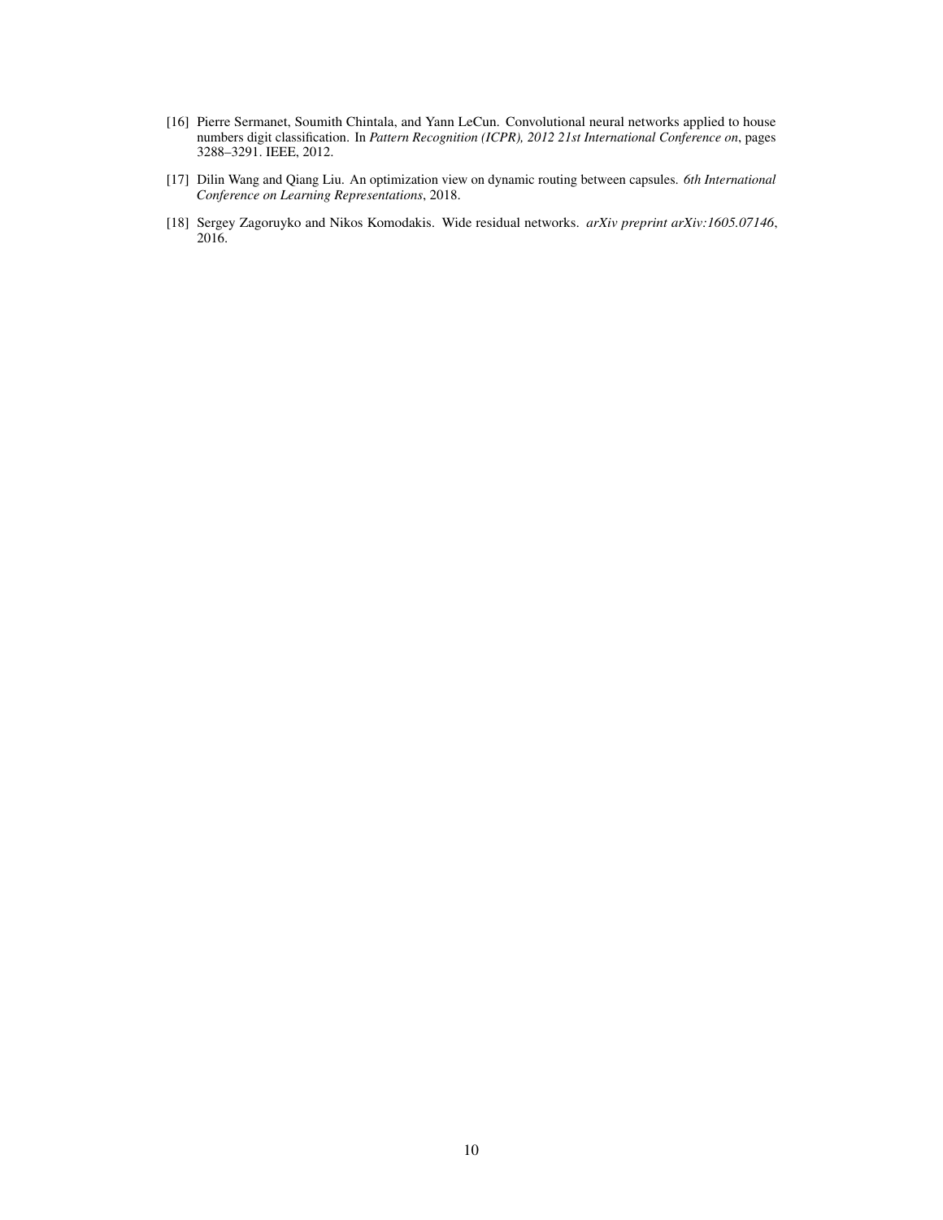[16] Pierre Sermanet, Soumith Chintala, and Yann LeCun. Convolutional neural networks applied to house numbers digit classification. In *Pattern Recognition (ICPR), 2012 21st International Conference on*, pages 3288–3291. IEEE, 2012.

[17] Dilin Wang and Qiang Liu. An optimization view on dynamic routing between capsules. *6th International Conference on Learning Representations*, 2018.

[18] Sergey Zagoruyko and Nikos Komodakis. Wide residual networks. *arXiv preprint arXiv:1605.07146*, 2016.